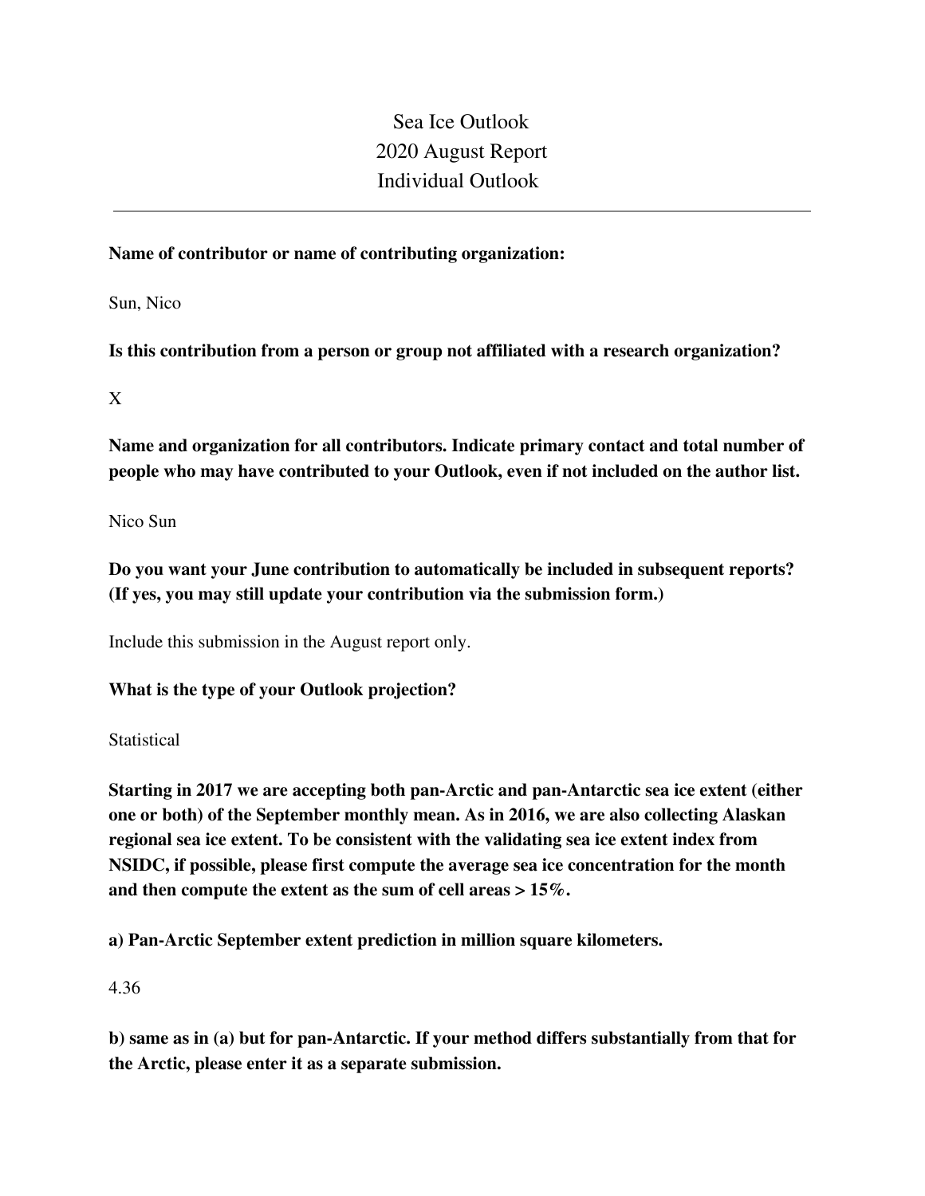# Sea Ice Outlook
# 2020 August Report
# Individual Outlook

---

**Name of contributor or name of contributing organization:**

Sun, Nico

**Is this contribution from a person or group not affiliated with a research organization?**

X

**Name and organization for all contributors. Indicate primary contact and total number of people who may have contributed to your Outlook, even if not included on the author list.**

Nico Sun

**Do you want your June contribution to automatically be included in subsequent reports? (If yes, you may still update your contribution via the submission form.)**

Include this submission in the August report only.

**What is the type of your Outlook projection?**

Statistical

**Starting in 2017 we are accepting both pan-Arctic and pan-Antarctic sea ice extent (either one or both) of the September monthly mean. As in 2016, we are also collecting Alaskan regional sea ice extent. To be consistent with the validating sea ice extent index from NSIDC, if possible, please first compute the average sea ice concentration for the month and then compute the extent as the sum of cell areas > 15%.**

**a) Pan-Arctic September extent prediction in million square kilometers.**

4.36

**b) same as in (a) but for pan-Antarctic. If your method differs substantially from that for the Arctic, please enter it as a separate submission.**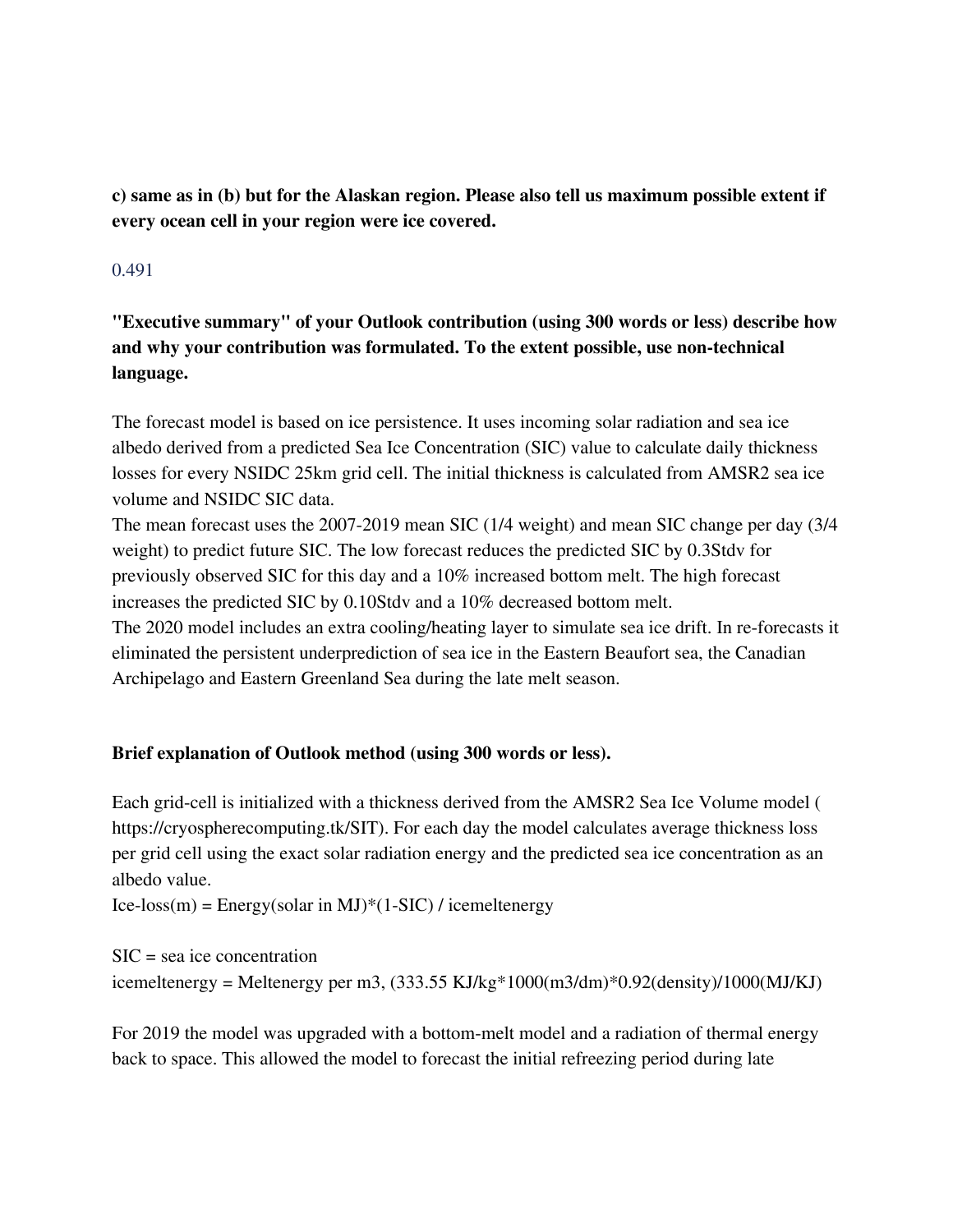**c) same as in (b) but for the Alaskan region. Please also tell us maximum possible extent if every ocean cell in your region were ice covered.**

0.491

**"Executive summary" of your Outlook contribution (using 300 words or less) describe how and why your contribution was formulated. To the extent possible, use non-technical language.**

The forecast model is based on ice persistence. It uses incoming solar radiation and sea ice albedo derived from a predicted Sea Ice Concentration (SIC) value to calculate daily thickness losses for every NSIDC 25km grid cell. The initial thickness is calculated from AMSR2 sea ice volume and NSIDC SIC data.
The mean forecast uses the 2007-2019 mean SIC (1/4 weight) and mean SIC change per day (3/4 weight) to predict future SIC. The low forecast reduces the predicted SIC by 0.3Stdv for previously observed SIC for this day and a 10% increased bottom melt. The high forecast increases the predicted SIC by 0.10Stdv and a 10% decreased bottom melt.
The 2020 model includes an extra cooling/heating layer to simulate sea ice drift. In re-forecasts it eliminated the persistent underprediction of sea ice in the Eastern Beaufort sea, the Canadian Archipelago and Eastern Greenland Sea during the late melt season.

**Brief explanation of Outlook method (using 300 words or less).**

Each grid-cell is initialized with a thickness derived from the AMSR2 Sea Ice Volume model ( https://cryospherecomputing.tk/SIT). For each day the model calculates average thickness loss per grid cell using the exact solar radiation energy and the predicted sea ice concentration as an albedo value.
Ice-loss(m) = Energy(solar in MJ)*(1-SIC) / icemeltenergy

SIC = sea ice concentration
icemeltenergy = Meltenergy per m3, (333.55 KJ/kg*1000(m3/dm)*0.92(density)/1000(MJ/KJ)

For 2019 the model was upgraded with a bottom-melt model and a radiation of thermal energy back to space. This allowed the model to forecast the initial refreezing period during late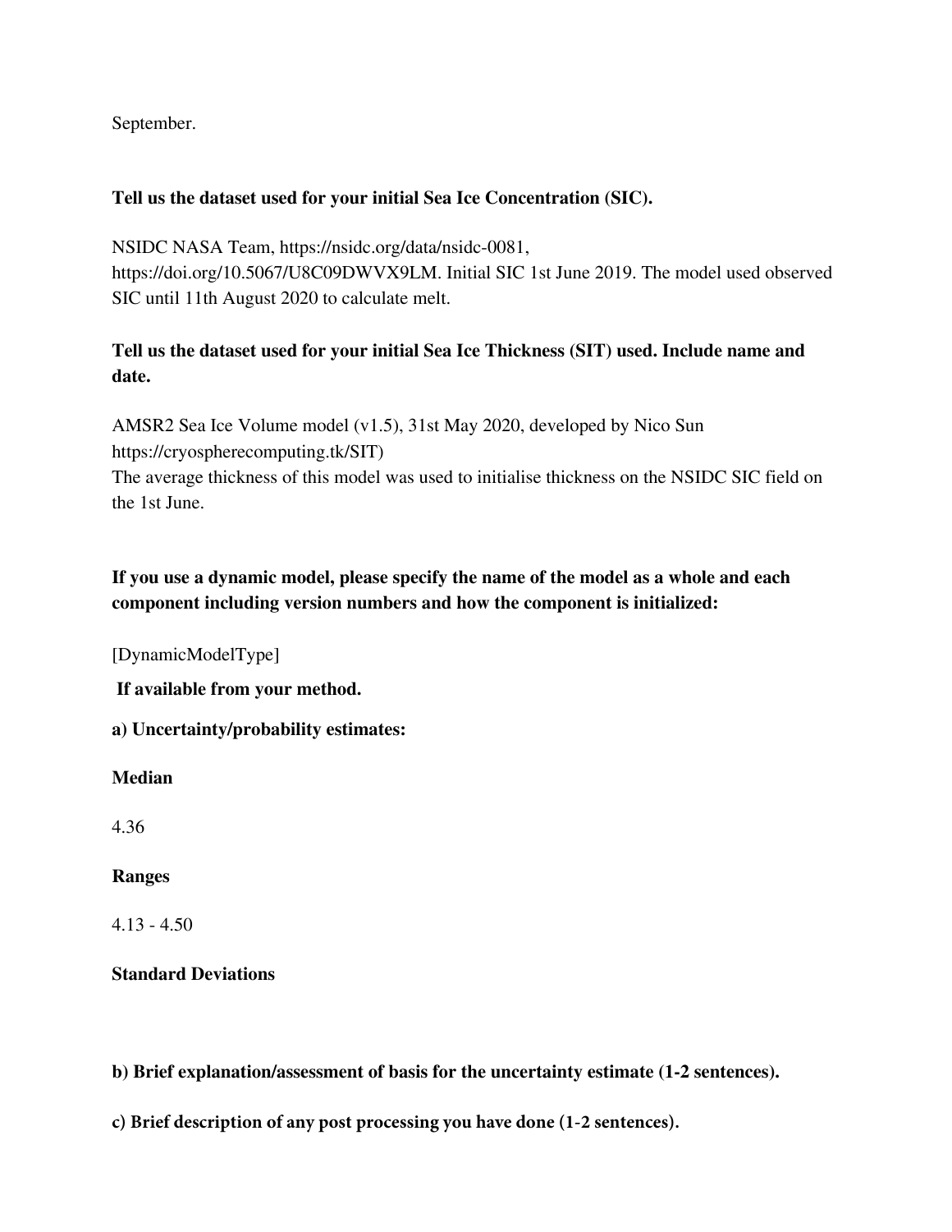September.

**Tell us the dataset used for your initial Sea Ice Concentration (SIC).**

NSIDC NASA Team, https://nsidc.org/data/nsidc-0081, https://doi.org/10.5067/U8C09DWVX9LM. Initial SIC 1st June 2019. The model used observed SIC until 11th August 2020 to calculate melt.

**Tell us the dataset used for your initial Sea Ice Thickness (SIT) used. Include name and date.**

AMSR2 Sea Ice Volume model (v1.5), 31st May 2020, developed by Nico Sun https://cryospherecomputing.tk/SIT)
The average thickness of this model was used to initialise thickness on the NSIDC SIC field on the 1st June.

**If you use a dynamic model, please specify the name of the model as a whole and each component including version numbers and how the component is initialized:**

[DynamicModelType]

**If available from your method.**

**a) Uncertainty/probability estimates:**

**Median**

4.36

**Ranges**

4.13 - 4.50

**Standard Deviations**

**b) Brief explanation/assessment of basis for the uncertainty estimate (1-2 sentences).**

**c) Brief description of any post processing you have done (1-2 sentences).**